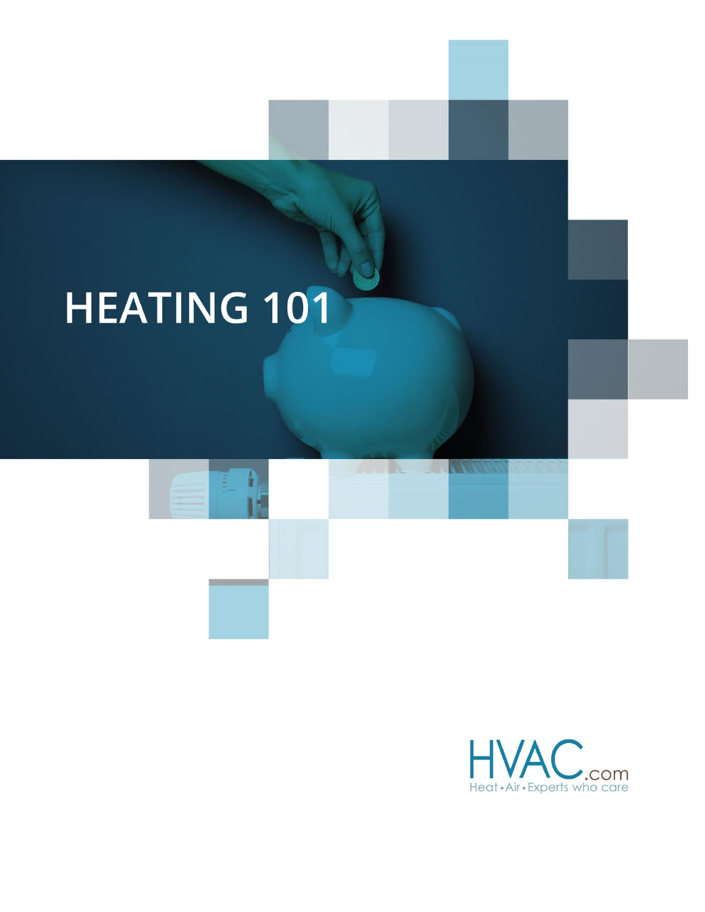# HEATING 101

HVAC.com
Heat • Air • Experts who care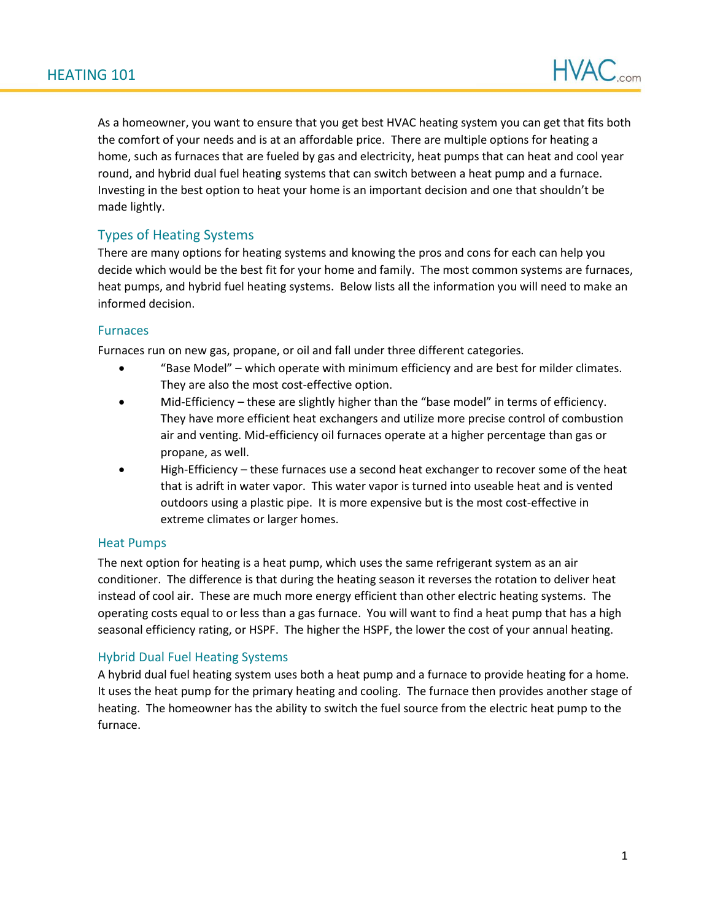# HEATING 101

As a homeowner, you want to ensure that you get best HVAC heating system you can get that fits both the comfort of your needs and is at an affordable price. There are multiple options for heating a home, such as furnaces that are fueled by gas and electricity, heat pumps that can heat and cool year round, and hybrid dual fuel heating systems that can switch between a heat pump and a furnace. Investing in the best option to heat your home is an important decision and one that shouldn't be made lightly.

## Types of Heating Systems

There are many options for heating systems and knowing the pros and cons for each can help you decide which would be the best fit for your home and family. The most common systems are furnaces, heat pumps, and hybrid fuel heating systems. Below lists all the information you will need to make an informed decision.

### Furnaces

Furnaces run on new gas, propane, or oil and fall under three different categories.

- "Base Model" – which operate with minimum efficiency and are best for milder climates. They are also the most cost-effective option.
- Mid-Efficiency – these are slightly higher than the "base model" in terms of efficiency. They have more efficient heat exchangers and utilize more precise control of combustion air and venting. Mid-efficiency oil furnaces operate at a higher percentage than gas or propane, as well.
- High-Efficiency – these furnaces use a second heat exchanger to recover some of the heat that is adrift in water vapor. This water vapor is turned into useable heat and is vented outdoors using a plastic pipe. It is more expensive but is the most cost-effective in extreme climates or larger homes.

### Heat Pumps

The next option for heating is a heat pump, which uses the same refrigerant system as an air conditioner. The difference is that during the heating season it reverses the rotation to deliver heat instead of cool air. These are much more energy efficient than other electric heating systems. The operating costs equal to or less than a gas furnace. You will want to find a heat pump that has a high seasonal efficiency rating, or HSPF. The higher the HSPF, the lower the cost of your annual heating.

### Hybrid Dual Fuel Heating Systems

A hybrid dual fuel heating system uses both a heat pump and a furnace to provide heating for a home. It uses the heat pump for the primary heating and cooling. The furnace then provides another stage of heating. The homeowner has the ability to switch the fuel source from the electric heat pump to the furnace.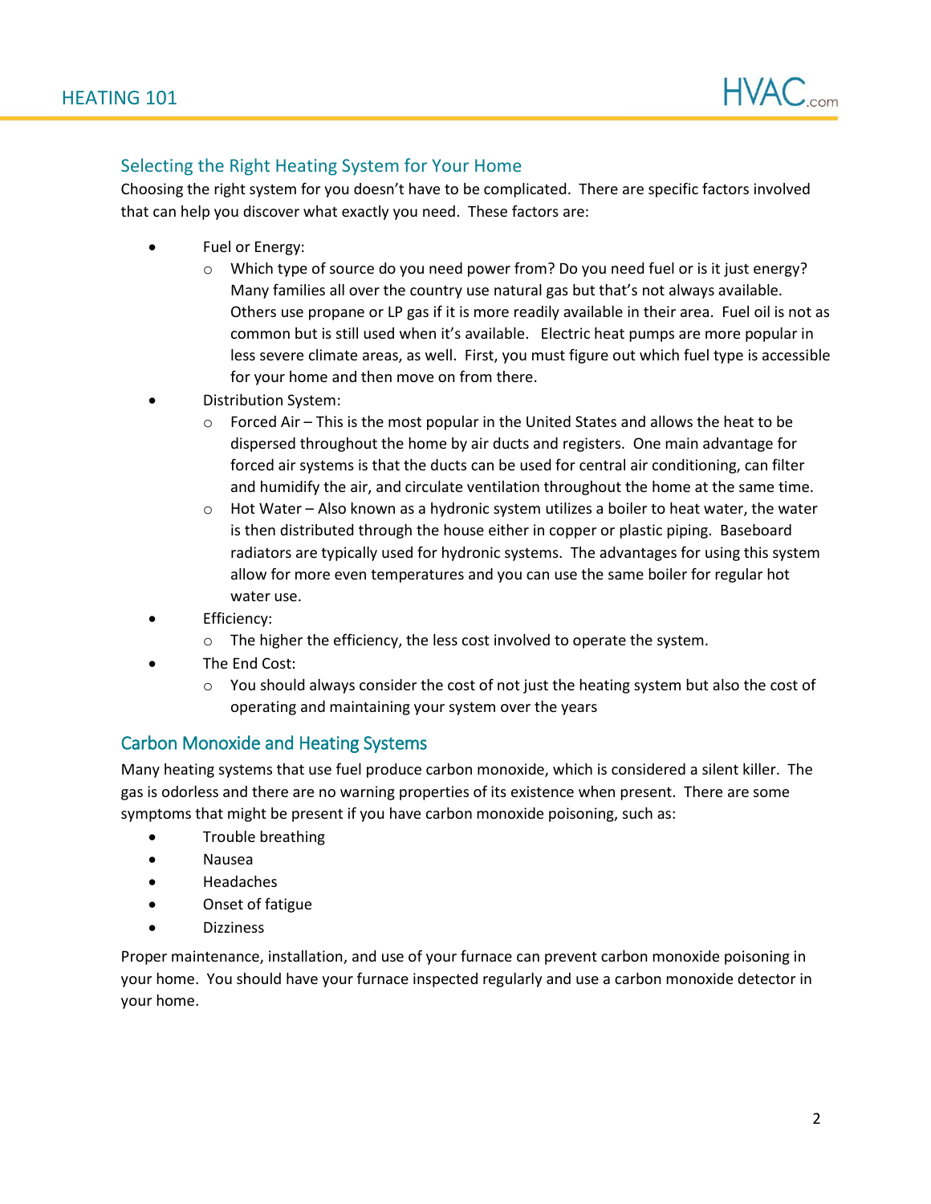## Selecting the Right Heating System for Your Home

Choosing the right system for you doesn't have to be complicated. There are specific factors involved that can help you discover what exactly you need. These factors are:

- Fuel or Energy:
  - Which type of source do you need power from? Do you need fuel or is it just energy? Many families all over the country use natural gas but that's not always available. Others use propane or LP gas if it is more readily available in their area. Fuel oil is not as common but is still used when it's available. Electric heat pumps are more popular in less severe climate areas, as well. First, you must figure out which fuel type is accessible for your home and then move on from there.
- Distribution System:
  - Forced Air – This is the most popular in the United States and allows the heat to be dispersed throughout the home by air ducts and registers. One main advantage for forced air systems is that the ducts can be used for central air conditioning, can filter and humidify the air, and circulate ventilation throughout the home at the same time.
  - Hot Water – Also known as a hydronic system utilizes a boiler to heat water, the water is then distributed through the house either in copper or plastic piping. Baseboard radiators are typically used for hydronic systems. The advantages for using this system allow for more even temperatures and you can use the same boiler for regular hot water use.
- Efficiency:
  - The higher the efficiency, the less cost involved to operate the system.
- The End Cost:
  - You should always consider the cost of not just the heating system but also the cost of operating and maintaining your system over the years

## Carbon Monoxide and Heating Systems

Many heating systems that use fuel produce carbon monoxide, which is considered a silent killer. The gas is odorless and there are no warning properties of its existence when present. There are some symptoms that might be present if you have carbon monoxide poisoning, such as:

- Trouble breathing
- Nausea
- Headaches
- Onset of fatigue
- Dizziness

Proper maintenance, installation, and use of your furnace can prevent carbon monoxide poisoning in your home. You should have your furnace inspected regularly and use a carbon monoxide detector in your home.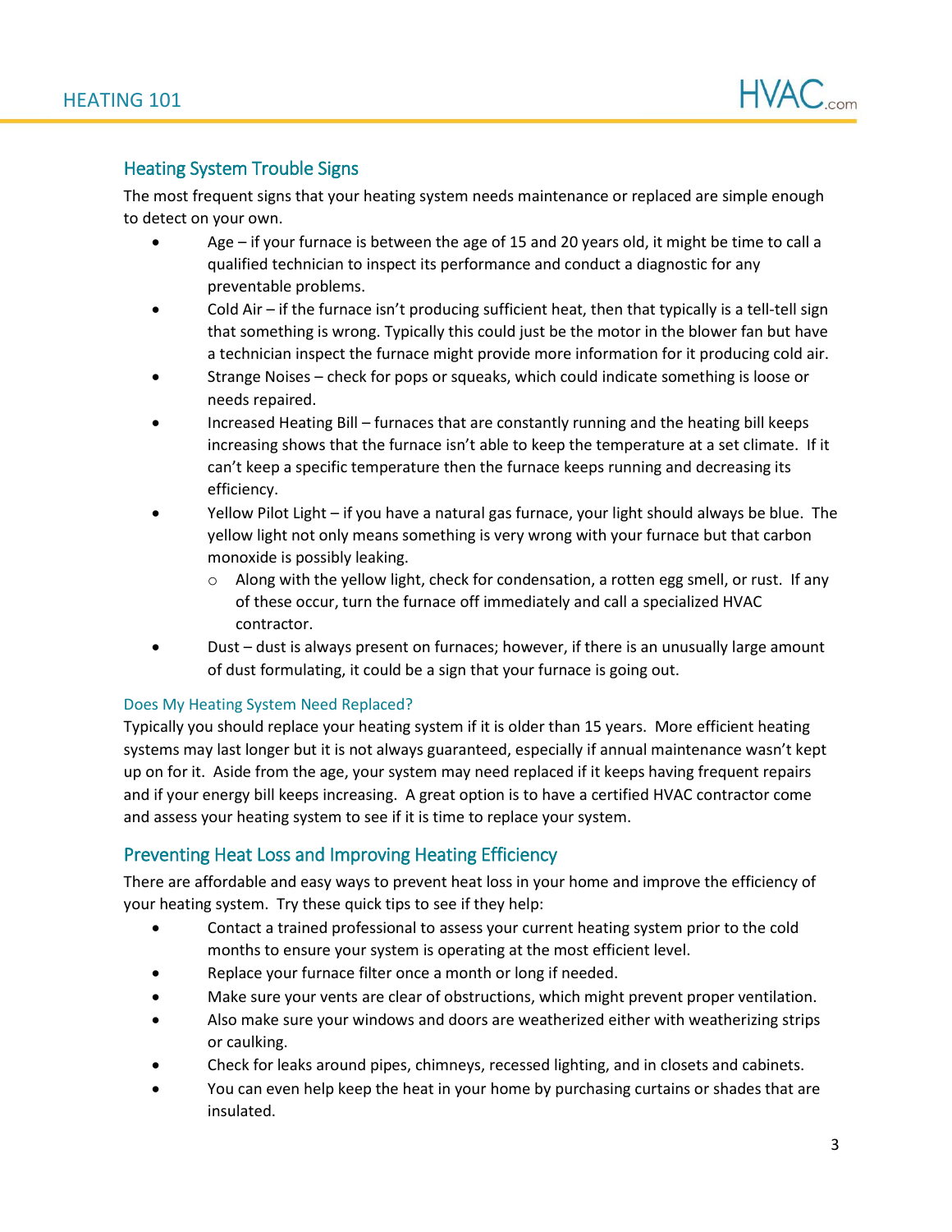## Heating System Trouble Signs

The most frequent signs that your heating system needs maintenance or replaced are simple enough to detect on your own.

- Age – if your furnace is between the age of 15 and 20 years old, it might be time to call a qualified technician to inspect its performance and conduct a diagnostic for any preventable problems.
- Cold Air – if the furnace isn't producing sufficient heat, then that typically is a tell-tell sign that something is wrong. Typically this could just be the motor in the blower fan but have a technician inspect the furnace might provide more information for it producing cold air.
- Strange Noises – check for pops or squeaks, which could indicate something is loose or needs repaired.
- Increased Heating Bill – furnaces that are constantly running and the heating bill keeps increasing shows that the furnace isn't able to keep the temperature at a set climate. If it can't keep a specific temperature then the furnace keeps running and decreasing its efficiency.
- Yellow Pilot Light – if you have a natural gas furnace, your light should always be blue. The yellow light not only means something is very wrong with your furnace but that carbon monoxide is possibly leaking.
    - Along with the yellow light, check for condensation, a rotten egg smell, or rust. If any of these occur, turn the furnace off immediately and call a specialized HVAC contractor.
- Dust – dust is always present on furnaces; however, if there is an unusually large amount of dust formulating, it could be a sign that your furnace is going out.

### Does My Heating System Need Replaced?

Typically you should replace your heating system if it is older than 15 years. More efficient heating systems may last longer but it is not always guaranteed, especially if annual maintenance wasn't kept up on for it. Aside from the age, your system may need replaced if it keeps having frequent repairs and if your energy bill keeps increasing. A great option is to have a certified HVAC contractor come and assess your heating system to see if it is time to replace your system.

## Preventing Heat Loss and Improving Heating Efficiency

There are affordable and easy ways to prevent heat loss in your home and improve the efficiency of your heating system. Try these quick tips to see if they help:

- Contact a trained professional to assess your current heating system prior to the cold months to ensure your system is operating at the most efficient level.
- Replace your furnace filter once a month or long if needed.
- Make sure your vents are clear of obstructions, which might prevent proper ventilation.
- Also make sure your windows and doors are weatherized either with weatherizing strips or caulking.
- Check for leaks around pipes, chimneys, recessed lighting, and in closets and cabinets.
- You can even help keep the heat in your home by purchasing curtains or shades that are insulated.